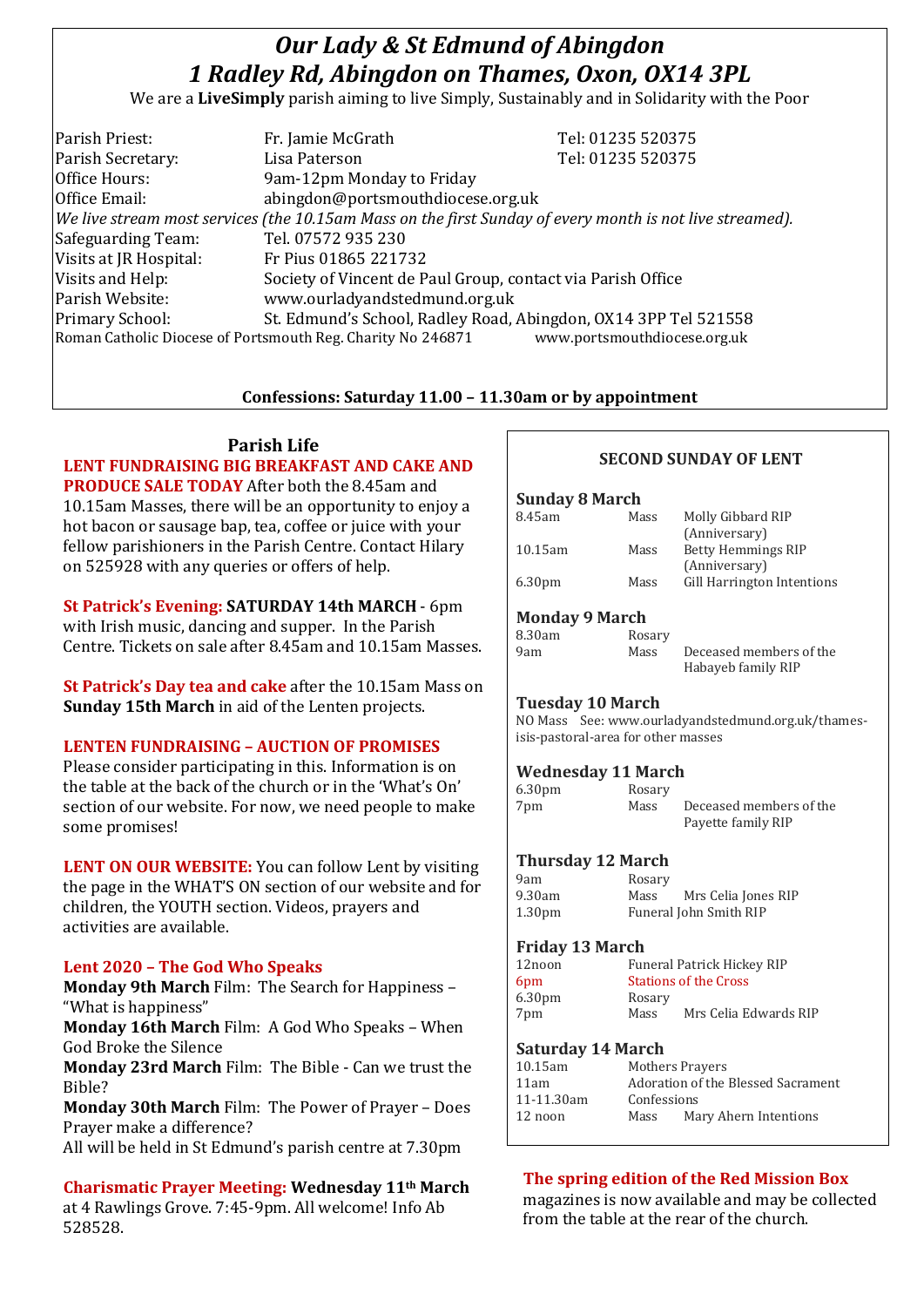# *Our Lady & St Edmund of Abingdon*
# *1 Radley Rd, Abingdon on Thames, Oxon, OX14 3PL*

We are a **LiveSimply** parish aiming to live Simply, Sustainably and in Solidarity with the Poor

| | | |
|---|---|---|
| Parish Priest: | Fr. Jamie McGrath | Tel: 01235 520375 |
| Parish Secretary: | Lisa Paterson | Tel: 01235 520375 |
| Office Hours: | 9am-12pm Monday to Friday | |
| Office Email: | abingdon@portsmouthdiocese.org.uk | |

*We live stream most services (the 10.15am Mass on the first Sunday of every month is not live streamed).*

| | |
|---|---|
| Safeguarding Team: | Tel. 07572 935 230 |
| Visits at JR Hospital: | Fr Pius 01865 221732 |
| Visits and Help: | Society of Vincent de Paul Group, contact via Parish Office |
| Parish Website: | www.ourladyandstedmund.org.uk |
| Primary School: | St. Edmund's School, Radley Road, Abingdon, OX14 3PP Tel 521558 |

Roman Catholic Diocese of Portsmouth Reg. Charity No 246871 www.portsmouthdiocese.org.uk

**Confessions: Saturday 11.00 – 11.30am or by appointment**

## Parish Life

**LENT FUNDRAISING BIG BREAKFAST AND CAKE AND PRODUCE SALE TODAY** After both the 8.45am and 10.15am Masses, there will be an opportunity to enjoy a hot bacon or sausage bap, tea, coffee or juice with your fellow parishioners in the Parish Centre. Contact Hilary on 525928 with any queries or offers of help.

**St Patrick's Evening: SATURDAY 14th MARCH** - 6pm with Irish music, dancing and supper. In the Parish Centre. Tickets on sale after 8.45am and 10.15am Masses.

**St Patrick's Day tea and cake** after the 10.15am Mass on **Sunday 15th March** in aid of the Lenten projects.

**LENTEN FUNDRAISING – AUCTION OF PROMISES**
Please consider participating in this. Information is on the table at the back of the church or in the 'What's On' section of our website. For now, we need people to make some promises!

**LENT ON OUR WEBSITE:** You can follow Lent by visiting the page in the WHAT'S ON section of our website and for children, the YOUTH section. Videos, prayers and activities are available.

**Lent 2020 – The God Who Speaks**
**Monday 9th March** Film: The Search for Happiness – "What is happiness"
**Monday 16th March** Film: A God Who Speaks – When God Broke the Silence
**Monday 23rd March** Film: The Bible - Can we trust the Bible?
**Monday 30th March** Film: The Power of Prayer – Does Prayer make a difference?
All will be held in St Edmund's parish centre at 7.30pm

**Charismatic Prayer Meeting: Wednesday 11th March** at 4 Rawlings Grove. 7:45-9pm. All welcome! Info Ab 528528.

## SECOND SUNDAY OF LENT

**Sunday 8 March**

| | | |
|---|---|---|
| 8.45am | Mass | Molly Gibbard RIP (Anniversary) |
| 10.15am | Mass | Betty Hemmings RIP (Anniversary) |
| 6.30pm | Mass | Gill Harrington Intentions |

**Monday 9 March**

| | | |
|---|---|---|
| 8.30am | Rosary | |
| 9am | Mass | Deceased members of the Habayeb family RIP |

**Tuesday 10 March**
NO Mass See: www.ourladyandstedmund.org.uk/thames-isis-pastoral-area for other masses

**Wednesday 11 March**

| | | |
|---|---|---|
| 6.30pm | Rosary | |
| 7pm | Mass | Deceased members of the Payette family RIP |

**Thursday 12 March**

| | | |
|---|---|---|
| 9am | Rosary | |
| 9.30am | Mass | Mrs Celia Jones RIP |
| 1.30pm | Funeral John Smith RIP | |

**Friday 13 March**

| | | |
|---|---|---|
| 12noon | Funeral Patrick Hickey RIP | |
| 6pm | Stations of the Cross | |
| 6.30pm | Rosary | |
| 7pm | Mass | Mrs Celia Edwards RIP |

**Saturday 14 March**

| | | |
|---|---|---|
| 10.15am | Mothers Prayers | |
| 11am | Adoration of the Blessed Sacrament | |
| 11-11.30am | Confessions | |
| 12 noon | Mass | Mary Ahern Intentions |

**The spring edition of the Red Mission Box** magazines is now available and may be collected from the table at the rear of the church.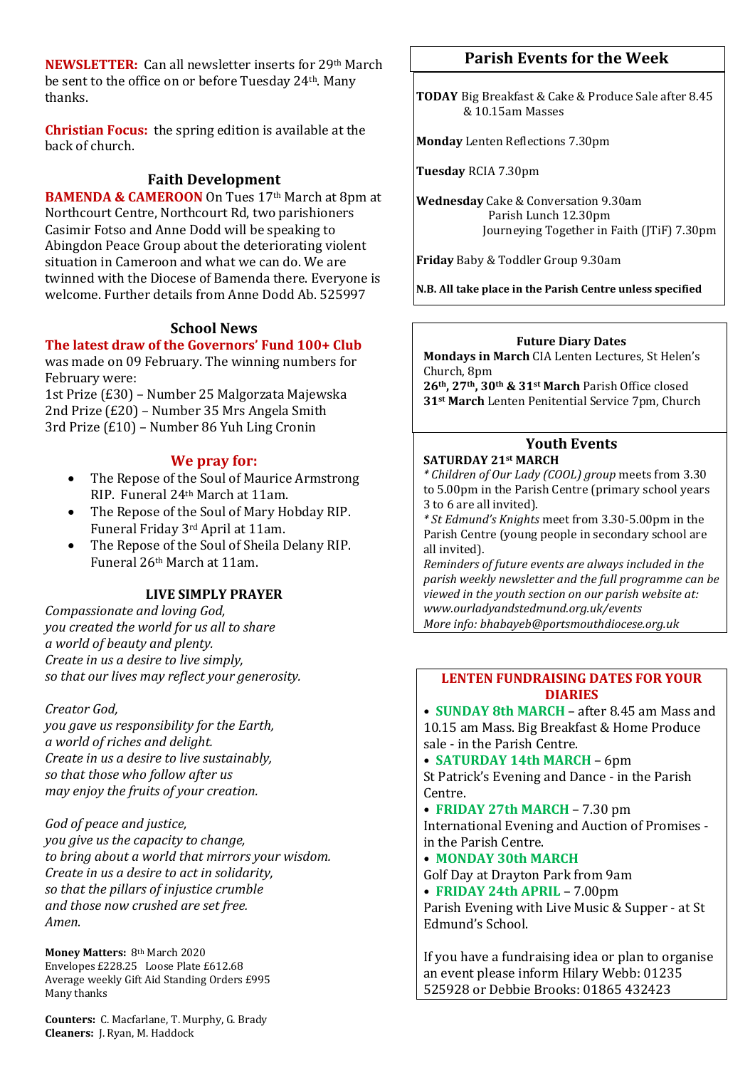**NEWSLETTER:** Can all newsletter inserts for 29th March be sent to the office on or before Tuesday 24th. Many thanks.

**Christian Focus:** the spring edition is available at the back of church.

## Faith Development

**BAMENDA & CAMEROON** On Tues 17th March at 8pm at Northcourt Centre, Northcourt Rd, two parishioners Casimir Fotso and Anne Dodd will be speaking to Abingdon Peace Group about the deteriorating violent situation in Cameroon and what we can do. We are twinned with the Diocese of Bamenda there. Everyone is welcome. Further details from Anne Dodd Ab. 525997

## School News

**The latest draw of the Governors' Fund 100+ Club** was made on 09 February. The winning numbers for February were:

1st Prize (£30) – Number 25 Malgorzata Majewska
2nd Prize (£20) – Number 35 Mrs Angela Smith
3rd Prize (£10) – Number 86 Yuh Ling Cronin

## We pray for:

- The Repose of the Soul of Maurice Armstrong RIP. Funeral 24th March at 11am.
- The Repose of the Soul of Mary Hobday RIP. Funeral Friday 3rd April at 11am.
- The Repose of the Soul of Sheila Delany RIP. Funeral 26th March at 11am.

### LIVE SIMPLY PRAYER

*Compassionate and loving God,*
*you created the world for us all to share*
*a world of beauty and plenty.*
*Create in us a desire to live simply,*
*so that our lives may reflect your generosity.*

*Creator God,*
*you gave us responsibility for the Earth,*
*a world of riches and delight.*
*Create in us a desire to live sustainably,*
*so that those who follow after us*
*may enjoy the fruits of your creation.*

*God of peace and justice,*
*you give us the capacity to change,*
*to bring about a world that mirrors your wisdom.*
*Create in us a desire to act in solidarity,*
*so that the pillars of injustice crumble*
*and those now crushed are set free.*
*Amen.*

**Money Matters:** 8th March 2020
Envelopes £228.25 Loose Plate £612.68
Average weekly Gift Aid Standing Orders £995
Many thanks

**Counters:** C. Macfarlane, T. Murphy, G. Brady
**Cleaners:** J. Ryan, M. Haddock

## Parish Events for the Week

**TODAY** Big Breakfast & Cake & Produce Sale after 8.45 & 10.15am Masses

**Monday** Lenten Reflections 7.30pm

**Tuesday** RCIA 7.30pm

**Wednesday** Cake & Conversation 9.30am
Parish Lunch 12.30pm
Journeying Together in Faith (JTiF) 7.30pm

**Friday** Baby & Toddler Group 9.30am

**N.B. All take place in the Parish Centre unless specified**

### Future Diary Dates

**Mondays in March** CIA Lenten Lectures, St Helen's Church, 8pm
**26th, 27th, 30th & 31st March** Parish Office closed
**31st March** Lenten Penitential Service 7pm, Church

## Youth Events

**SATURDAY 21st MARCH**

*\* Children of Our Lady (COOL) group* meets from 3.30 to 5.00pm in the Parish Centre (primary school years 3 to 6 are all invited).

*\* St Edmund's Knights* meet from 3.30-5.00pm in the Parish Centre (young people in secondary school are all invited).

*Reminders of future events are always included in the parish weekly newsletter and the full programme can be viewed in the youth section on our parish website at: www.ourladyandstedmund.org.uk/events*
*More info: bhabayeb@portsmouthdiocese.org.uk*

### LENTEN FUNDRAISING DATES FOR YOUR DIARIES

- **SUNDAY 8th MARCH** – after 8.45 am Mass and 10.15 am Mass. Big Breakfast & Home Produce sale - in the Parish Centre.
- **SATURDAY 14th MARCH** – 6pm
St Patrick's Evening and Dance - in the Parish Centre.
- **FRIDAY 27th MARCH** – 7.30 pm
International Evening and Auction of Promises - in the Parish Centre.
- **MONDAY 30th MARCH**
Golf Day at Drayton Park from 9am
- **FRIDAY 24th APRIL** – 7.00pm
Parish Evening with Live Music & Supper - at St Edmund's School.

If you have a fundraising idea or plan to organise an event please inform Hilary Webb: 01235 525928 or Debbie Brooks: 01865 432423